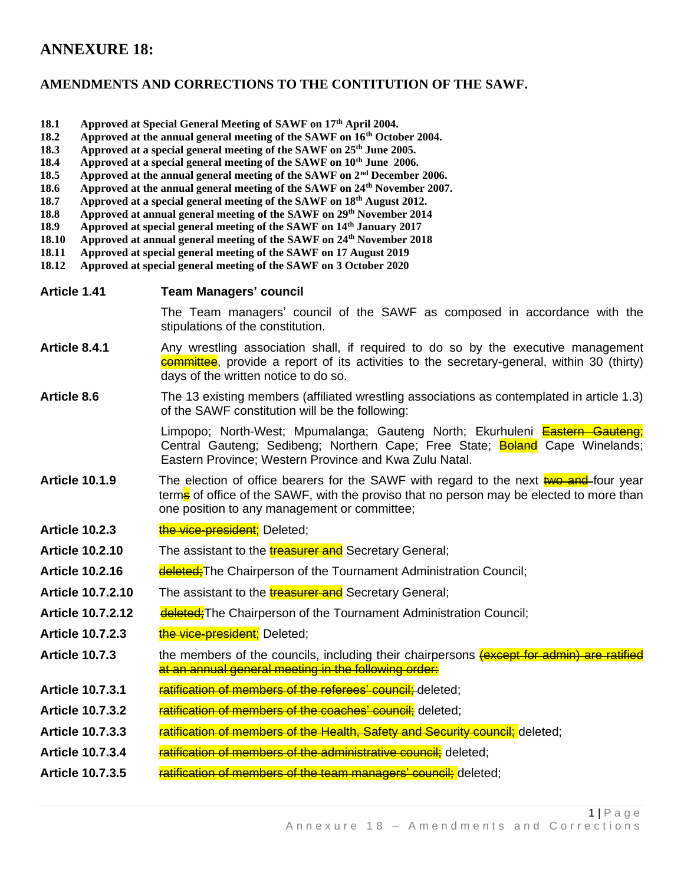# ANNEXURE 18:

## AMENDMENTS AND CORRECTIONS TO THE CONTITUTION OF THE SAWF.

- **18.1** **Approved at Special General Meeting of SAWF on 17th April 2004.**
- **18.2** **Approved at the annual general meeting of the SAWF on 16th October 2004.**
- **18.3** **Approved at a special general meeting of the SAWF on 25th June 2005.**
- **18.4** **Approved at a special general meeting of the SAWF on 10th June 2006.**
- **18.5** **Approved at the annual general meeting of the SAWF on 2nd December 2006.**
- **18.6** **Approved at the annual general meeting of the SAWF on 24th November 2007.**
- **18.7** **Approved at a special general meeting of the SAWF on 18th August 2012.**
- **18.8** **Approved at annual general meeting of the SAWF on 29th November 2014**
- **18.9** **Approved at special general meeting of the SAWF on 14th January 2017**
- **18.10** **Approved at annual general meeting of the SAWF on 24th November 2018**
- **18.11** **Approved at special general meeting of the SAWF on 17 August 2019**
- **18.12** **Approved at special general meeting of the SAWF on 3 October 2020**

**Article 1.41** **Team Managers' council**

The Team managers' council of the SAWF as composed in accordance with the stipulations of the constitution.

**Article 8.4.1** Any wrestling association shall, if required to do so by the executive management committee, provide a report of its activities to the secretary-general, within 30 (thirty) days of the written notice to do so.

**Article 8.6** The 13 existing members (affiliated wrestling associations as contemplated in article 1.3) of the SAWF constitution will be the following:

Limpopo; North-West; Mpumalanga; Gauteng North; Ekurhuleni ~~Eastern Gauteng~~; Central Gauteng; Sedibeng; Northern Cape; Free State; ~~Boland~~ Cape Winelands; Eastern Province; Western Province and Kwa Zulu Natal.

**Article 10.1.9** The election of office bearers for the SAWF with regard to the next ~~two and~~ four year term~~s~~ of office of the SAWF, with the proviso that no person may be elected to more than one position to any management or committee;

**Article 10.2.3** ~~the vice-president;~~ Deleted;

**Article 10.2.10** The assistant to the ~~treasurer and~~ Secretary General;

**Article 10.2.16** ~~deleted;~~The Chairperson of the Tournament Administration Council;

**Article 10.7.2.10** The assistant to the ~~treasurer and~~ Secretary General;

**Article 10.7.2.12** ~~deleted;~~The Chairperson of the Tournament Administration Council;

**Article 10.7.2.3** ~~the vice-president;~~ Deleted;

**Article 10.7.3** the members of the councils, including their chairpersons ~~(except for admin) are ratified at an annual general meeting in the following order:~~

**Article 10.7.3.1** ~~ratification of members of the referees' council;~~ deleted;

**Article 10.7.3.2** ~~ratification of members of the coaches' council;~~ deleted;

**Article 10.7.3.3** ~~ratification of members of the Health, Safety and Security council;~~ deleted;

**Article 10.7.3.4** ~~ratification of members of the administrative council;~~ deleted;

**Article 10.7.3.5** ~~ratification of members of the team managers' council;~~ deleted;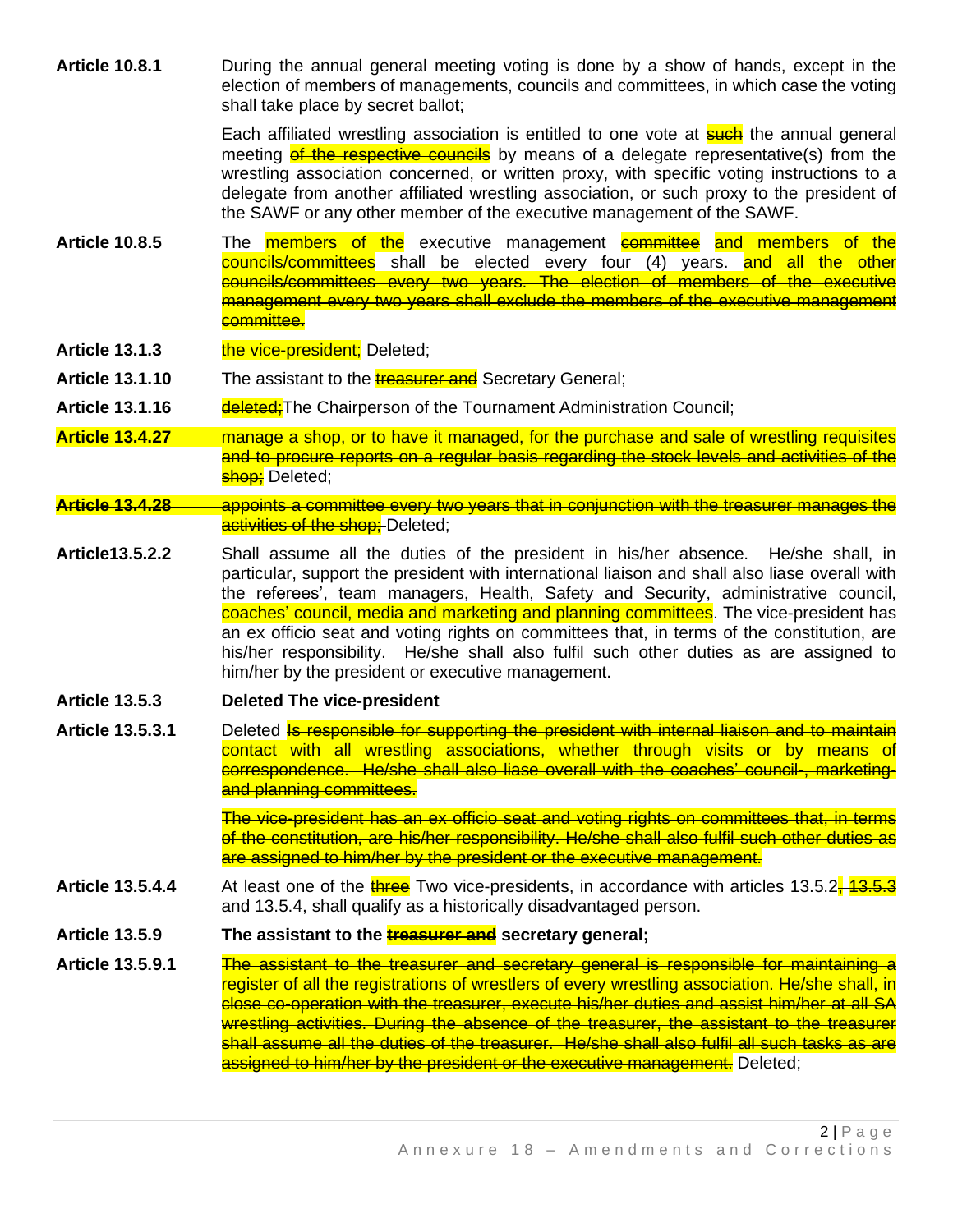| | |
|---|---|
| **Article 10.8.1** | During the annual general meeting voting is done by a show of hands, except in the election of members of managements, councils and committees, in which case the voting shall take place by secret ballot;<br><br>Each affiliated wrestling association is entitled to one vote at ~~such~~ the annual general meeting ~~of the respective councils~~ by means of a delegate representative(s) from the wrestling association concerned, or written proxy, with specific voting instructions to a delegate from another affiliated wrestling association, or such proxy to the president of the SAWF or any other member of the executive management of the SAWF. |
| **Article 10.8.5** | The members of the executive management ~~committee~~ and members of the councils/committees shall be elected every four (4) years. ~~and all the other councils/committees every two years. The election of members of the executive management every two years shall exclude the members of the executive management committee.~~ |
| **Article 13.1.3** | ~~the vice-president;~~ Deleted; |
| **Article 13.1.10** | The assistant to the ~~treasurer and~~ Secretary General; |
| **Article 13.1.16** | ~~deleted;~~The Chairperson of the Tournament Administration Council; |
| ~~**Article 13.4.27**~~ | ~~manage a shop, or to have it managed, for the purchase and sale of wrestling requisites and to procure reports on a regular basis regarding the stock levels and activities of the shop;~~ Deleted; |
| ~~**Article 13.4.28**~~ | ~~appoints a committee every two years that in conjunction with the treasurer manages the activities of the shop;~~ Deleted; |
| **Article13.5.2.2** | Shall assume all the duties of the president in his/her absence. He/she shall, in particular, support the president with international liaison and shall also liase overall with the referees', team managers, Health, Safety and Security, administrative council, coaches' council, media and marketing and planning committees. The vice-president has an ex officio seat and voting rights on committees that, in terms of the constitution, are his/her responsibility. He/she shall also fulfil such other duties as are assigned to him/her by the president or executive management. |
| **Article 13.5.3** | **Deleted The vice-president** |
| **Article 13.5.3.1** | Deleted ~~Is responsible for supporting the president with internal liaison and to maintain contact with all wrestling associations, whether through visits or by means of correspondence. He/she shall also liase overall with the coaches' council-, marketing- and planning committees.~~<br><br>~~The vice-president has an ex officio seat and voting rights on committees that, in terms of the constitution, are his/her responsibility. He/she shall also fulfil such other duties as are assigned to him/her by the president or the executive management.~~ |
| **Article 13.5.4.4** | At least one of the ~~three~~ Two vice-presidents, in accordance with articles 13.5.2~~, 13.5.3~~ and 13.5.4, shall qualify as a historically disadvantaged person. |
| **Article 13.5.9** | **The assistant to the ~~treasurer and~~ secretary general;** |
| **Article 13.5.9.1** | ~~The assistant to the treasurer and secretary general is responsible for maintaining a register of all the registrations of wrestlers of every wrestling association. He/she shall, in close co-operation with the treasurer, execute his/her duties and assist him/her at all SA wrestling activities. During the absence of the treasurer, the assistant to the treasurer shall assume all the duties of the treasurer. He/she shall also fulfil all such tasks as are assigned to him/her by the president or the executive management.~~ Deleted; |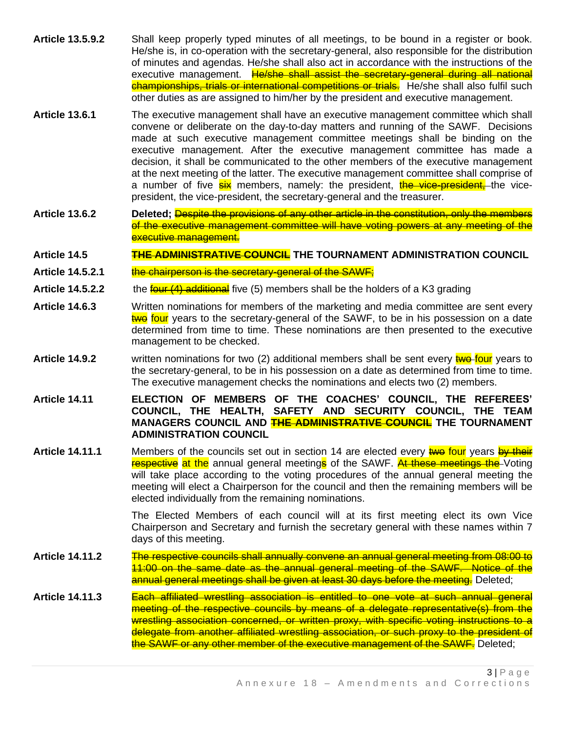**Article 13.5.9.2** Shall keep properly typed minutes of all meetings, to be bound in a register or book. He/she is, in co-operation with the secretary-general, also responsible for the distribution of minutes and agendas. He/she shall also act in accordance with the instructions of the executive management. ~~He/she shall assist the secretary-general during all national championships, trials or international competitions or trials.~~ He/she shall also fulfil such other duties as are assigned to him/her by the president and executive management.

**Article 13.6.1** The executive management shall have an executive management committee which shall convene or deliberate on the day-to-day matters and running of the SAWF. Decisions made at such executive management committee meetings shall be binding on the executive management. After the executive management committee has made a decision, it shall be communicated to the other members of the executive management at the next meeting of the latter. The executive management committee shall comprise of a number of five ~~six~~ members, namely: the president, ~~the vice-president,~~ the vice-president, the vice-president, the secretary-general and the treasurer.

**Article 13.6.2** **Deleted;** ~~Despite the provisions of any other article in the constitution, only the members of the executive management committee will have voting powers at any meeting of the executive management.~~

**Article 14.5** ~~**THE ADMINISTRATIVE COUNCIL**~~ **THE TOURNAMENT ADMINISTRATION COUNCIL**

**Article 14.5.2.1** ~~the chairperson is the secretary-general of the SAWF;~~

**Article 14.5.2.2** the ~~four (4) additional~~ five (5) members shall be the holders of a K3 grading

**Article 14.6.3** Written nominations for members of the marketing and media committee are sent every ~~two~~ four years to the secretary-general of the SAWF, to be in his possession on a date determined from time to time. These nominations are then presented to the executive management to be checked.

**Article 14.9.2** written nominations for two (2) additional members shall be sent every ~~two~~ four years to the secretary-general, to be in his possession on a date as determined from time to time. The executive management checks the nominations and elects two (2) members.

**Article 14.11** **ELECTION OF MEMBERS OF THE COACHES' COUNCIL, THE REFEREES' COUNCIL, THE HEALTH, SAFETY AND SECURITY COUNCIL, THE TEAM MANAGERS COUNCIL AND ~~THE ADMINISTRATIVE COUNCIL~~ THE TOURNAMENT ADMINISTRATION COUNCIL**

**Article 14.11.1** Members of the councils set out in section 14 are elected every ~~two~~ four years ~~by their respective~~ at the annual general meetings of the SAWF. ~~At these meetings the~~ Voting will take place according to the voting procedures of the annual general meeting the meeting will elect a Chairperson for the council and then the remaining members will be elected individually from the remaining nominations.

The Elected Members of each council will at its first meeting elect its own Vice Chairperson and Secretary and furnish the secretary general with these names within 7 days of this meeting.

**Article 14.11.2** ~~The respective councils shall annually convene an annual general meeting from 08:00 to 11:00 on the same date as the annual general meeting of the SAWF. Notice of the annual general meetings shall be given at least 30 days before the meeting.~~ Deleted;

**Article 14.11.3** ~~Each affiliated wrestling association is entitled to one vote at such annual general meeting of the respective councils by means of a delegate representative(s) from the wrestling association concerned, or written proxy, with specific voting instructions to a delegate from another affiliated wrestling association, or such proxy to the president of the SAWF or any other member of the executive management of the SAWF.~~ Deleted;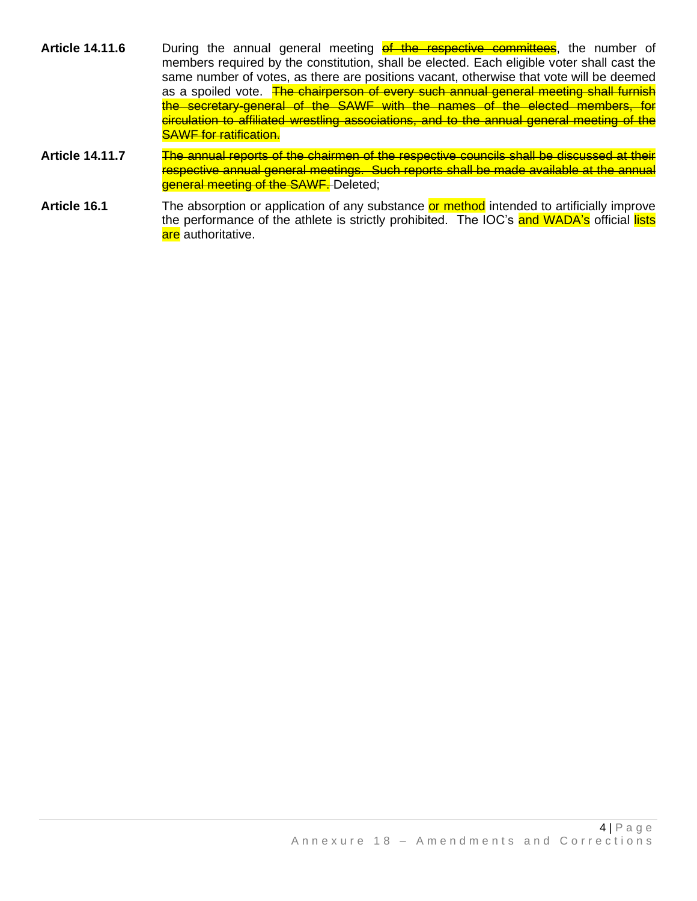**Article 14.11.6** During the annual general meeting ~~of the respective committees~~, the number of members required by the constitution, shall be elected. Each eligible voter shall cast the same number of votes, as there are positions vacant, otherwise that vote will be deemed as a spoiled vote. ~~The chairperson of every such annual general meeting shall furnish the secretary-general of the SAWF with the names of the elected members, for circulation to affiliated wrestling associations, and to the annual general meeting of the SAWF for ratification.~~

**Article 14.11.7** ~~The annual reports of the chairmen of the respective councils shall be discussed at their respective annual general meetings. Such reports shall be made available at the annual general meeting of the SAWF.~~ Deleted;

**Article 16.1** The absorption or application of any substance or method intended to artificially improve the performance of the athlete is strictly prohibited. The IOC's and WADA's official lists are authoritative.